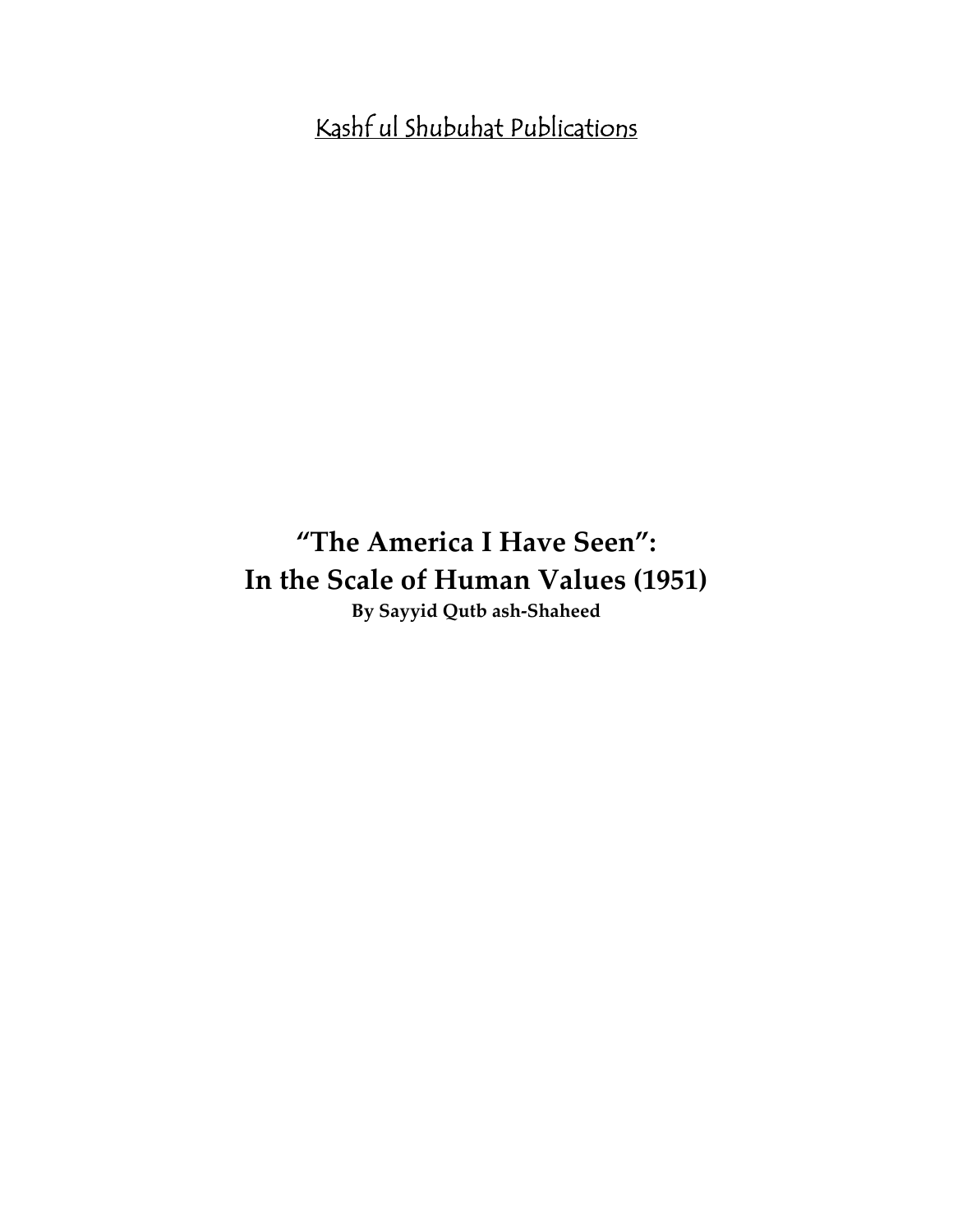Kashf ul Shubuhat Publications

# "The America I Have Seen": In the Scale of Human Values (1951)

**By Sayyid Qutb ash-Shaheed**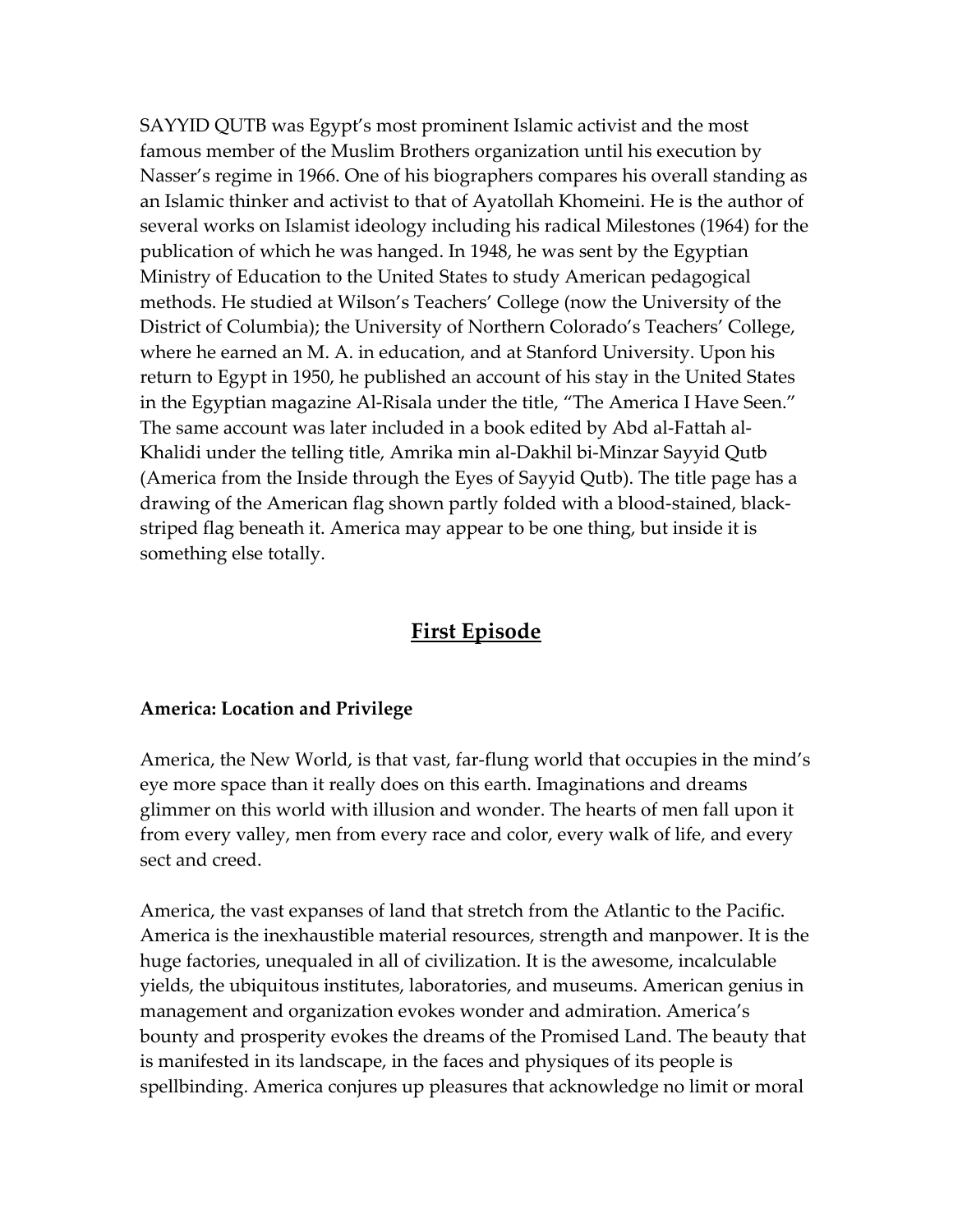SAYYID QUTB was Egypt's most prominent Islamic activist and the most famous member of the Muslim Brothers organization until his execution by Nasser's regime in 1966. One of his biographers compares his overall standing as an Islamic thinker and activist to that of Ayatollah Khomeini. He is the author of several works on Islamist ideology including his radical Milestones (1964) for the publication of which he was hanged. In 1948, he was sent by the Egyptian Ministry of Education to the United States to study American pedagogical methods. He studied at Wilson's Teachers' College (now the University of the District of Columbia); the University of Northern Colorado's Teachers' College, where he earned an M. A. in education, and at Stanford University. Upon his return to Egypt in 1950, he published an account of his stay in the United States in the Egyptian magazine Al-Risala under the title, "The America I Have Seen." The same account was later included in a book edited by Abd al-Fattah al-Khalidi under the telling title, Amrika min al-Dakhil bi-Minzar Sayyid Qutb (America from the Inside through the Eyes of Sayyid Qutb). The title page has a drawing of the American flag shown partly folded with a blood-stained, black-striped flag beneath it. America may appear to be one thing, but inside it is something else totally.

## First Episode

### America: Location and Privilege

America, the New World, is that vast, far-flung world that occupies in the mind's eye more space than it really does on this earth. Imaginations and dreams glimmer on this world with illusion and wonder. The hearts of men fall upon it from every valley, men from every race and color, every walk of life, and every sect and creed.

America, the vast expanses of land that stretch from the Atlantic to the Pacific. America is the inexhaustible material resources, strength and manpower. It is the huge factories, unequaled in all of civilization. It is the awesome, incalculable yields, the ubiquitous institutes, laboratories, and museums. American genius in management and organization evokes wonder and admiration. America's bounty and prosperity evokes the dreams of the Promised Land. The beauty that is manifested in its landscape, in the faces and physiques of its people is spellbinding. America conjures up pleasures that acknowledge no limit or moral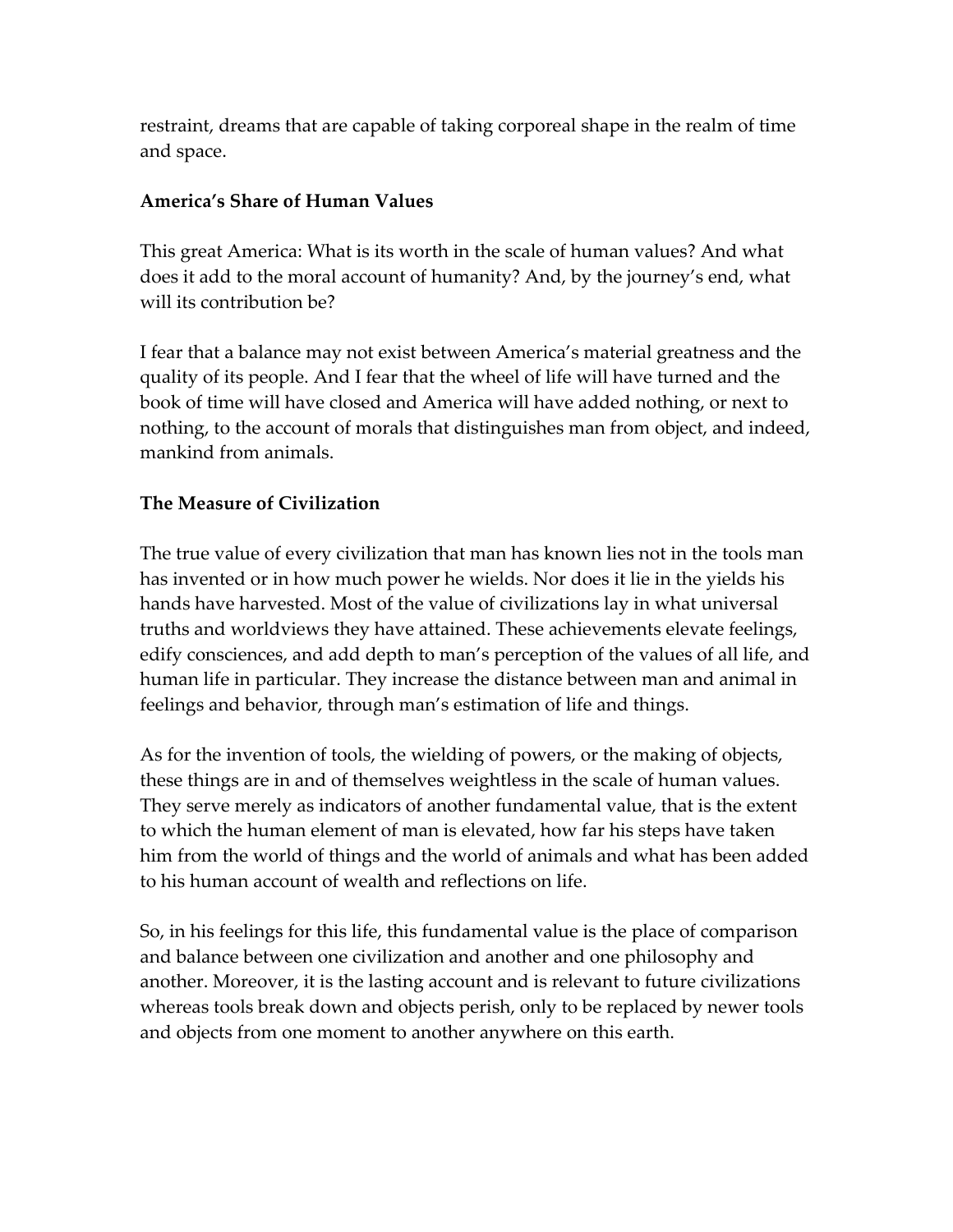restraint, dreams that are capable of taking corporeal shape in the realm of time and space.

### America's Share of Human Values

This great America: What is its worth in the scale of human values? And what does it add to the moral account of humanity? And, by the journey's end, what will its contribution be?

I fear that a balance may not exist between America's material greatness and the quality of its people. And I fear that the wheel of life will have turned and the book of time will have closed and America will have added nothing, or next to nothing, to the account of morals that distinguishes man from object, and indeed, mankind from animals.

### The Measure of Civilization

The true value of every civilization that man has known lies not in the tools man has invented or in how much power he wields. Nor does it lie in the yields his hands have harvested. Most of the value of civilizations lay in what universal truths and worldviews they have attained. These achievements elevate feelings, edify consciences, and add depth to man's perception of the values of all life, and human life in particular. They increase the distance between man and animal in feelings and behavior, through man's estimation of life and things.

As for the invention of tools, the wielding of powers, or the making of objects, these things are in and of themselves weightless in the scale of human values. They serve merely as indicators of another fundamental value, that is the extent to which the human element of man is elevated, how far his steps have taken him from the world of things and the world of animals and what has been added to his human account of wealth and reflections on life.

So, in his feelings for this life, this fundamental value is the place of comparison and balance between one civilization and another and one philosophy and another. Moreover, it is the lasting account and is relevant to future civilizations whereas tools break down and objects perish, only to be replaced by newer tools and objects from one moment to another anywhere on this earth.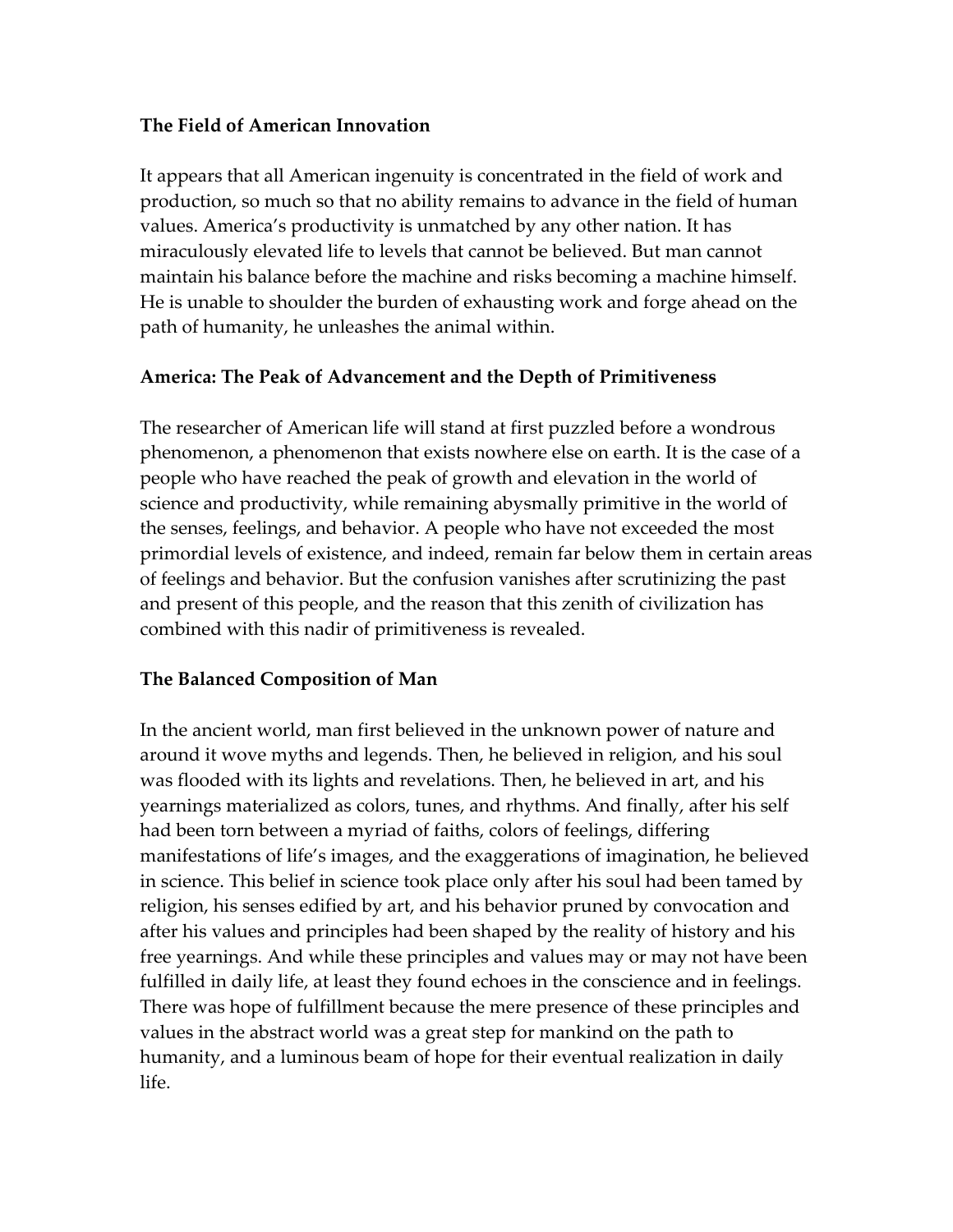**The Field of American Innovation**

It appears that all American ingenuity is concentrated in the field of work and production, so much so that no ability remains to advance in the field of human values. America's productivity is unmatched by any other nation. It has miraculously elevated life to levels that cannot be believed. But man cannot maintain his balance before the machine and risks becoming a machine himself. He is unable to shoulder the burden of exhausting work and forge ahead on the path of humanity, he unleashes the animal within.

**America: The Peak of Advancement and the Depth of Primitiveness**

The researcher of American life will stand at first puzzled before a wondrous phenomenon, a phenomenon that exists nowhere else on earth. It is the case of a people who have reached the peak of growth and elevation in the world of science and productivity, while remaining abysmally primitive in the world of the senses, feelings, and behavior. A people who have not exceeded the most primordial levels of existence, and indeed, remain far below them in certain areas of feelings and behavior. But the confusion vanishes after scrutinizing the past and present of this people, and the reason that this zenith of civilization has combined with this nadir of primitiveness is revealed.

**The Balanced Composition of Man**

In the ancient world, man first believed in the unknown power of nature and around it wove myths and legends. Then, he believed in religion, and his soul was flooded with its lights and revelations. Then, he believed in art, and his yearnings materialized as colors, tunes, and rhythms. And finally, after his self had been torn between a myriad of faiths, colors of feelings, differing manifestations of life's images, and the exaggerations of imagination, he believed in science. This belief in science took place only after his soul had been tamed by religion, his senses edified by art, and his behavior pruned by convocation and after his values and principles had been shaped by the reality of history and his free yearnings. And while these principles and values may or may not have been fulfilled in daily life, at least they found echoes in the conscience and in feelings. There was hope of fulfillment because the mere presence of these principles and values in the abstract world was a great step for mankind on the path to humanity, and a luminous beam of hope for their eventual realization in daily life.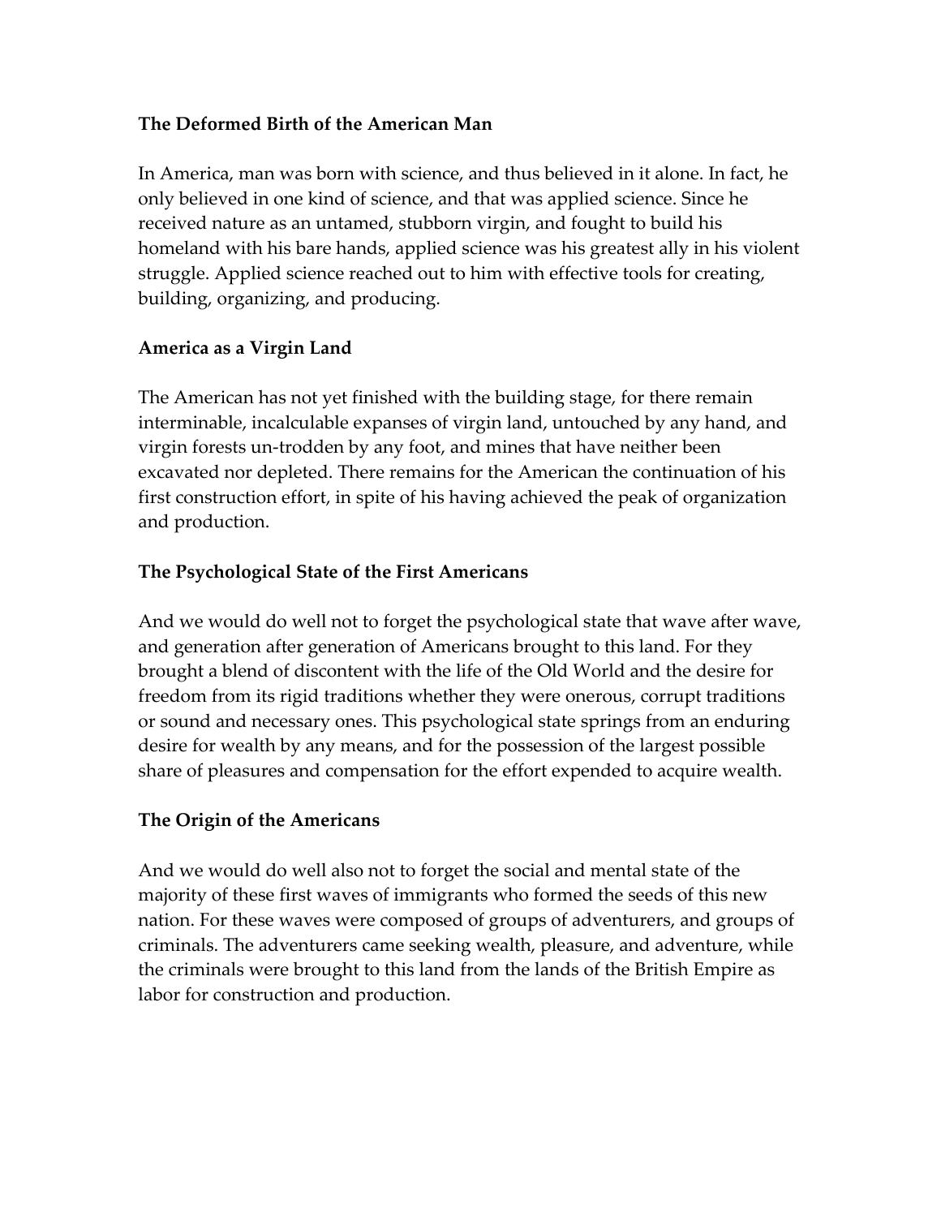**The Deformed Birth of the American Man**

In America, man was born with science, and thus believed in it alone. In fact, he only believed in one kind of science, and that was applied science. Since he received nature as an untamed, stubborn virgin, and fought to build his homeland with his bare hands, applied science was his greatest ally in his violent struggle. Applied science reached out to him with effective tools for creating, building, organizing, and producing.

**America as a Virgin Land**

The American has not yet finished with the building stage, for there remain interminable, incalculable expanses of virgin land, untouched by any hand, and virgin forests un-trodden by any foot, and mines that have neither been excavated nor depleted. There remains for the American the continuation of his first construction effort, in spite of his having achieved the peak of organization and production.

**The Psychological State of the First Americans**

And we would do well not to forget the psychological state that wave after wave, and generation after generation of Americans brought to this land. For they brought a blend of discontent with the life of the Old World and the desire for freedom from its rigid traditions whether they were onerous, corrupt traditions or sound and necessary ones. This psychological state springs from an enduring desire for wealth by any means, and for the possession of the largest possible share of pleasures and compensation for the effort expended to acquire wealth.

**The Origin of the Americans**

And we would do well also not to forget the social and mental state of the majority of these first waves of immigrants who formed the seeds of this new nation. For these waves were composed of groups of adventurers, and groups of criminals. The adventurers came seeking wealth, pleasure, and adventure, while the criminals were brought to this land from the lands of the British Empire as labor for construction and production.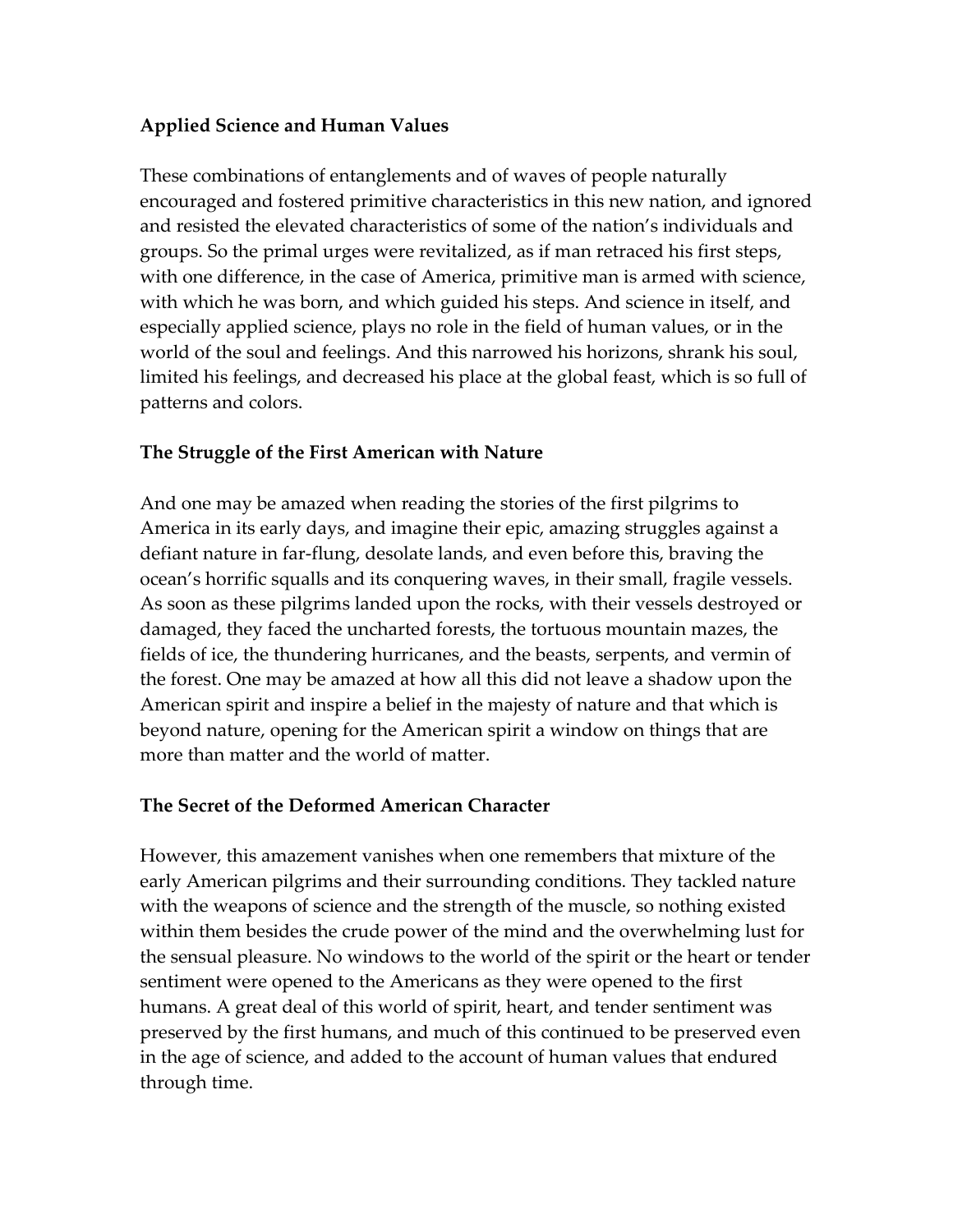**Applied Science and Human Values**

These combinations of entanglements and of waves of people naturally encouraged and fostered primitive characteristics in this new nation, and ignored and resisted the elevated characteristics of some of the nation's individuals and groups. So the primal urges were revitalized, as if man retraced his first steps, with one difference, in the case of America, primitive man is armed with science, with which he was born, and which guided his steps. And science in itself, and especially applied science, plays no role in the field of human values, or in the world of the soul and feelings. And this narrowed his horizons, shrank his soul, limited his feelings, and decreased his place at the global feast, which is so full of patterns and colors.

**The Struggle of the First American with Nature**

And one may be amazed when reading the stories of the first pilgrims to America in its early days, and imagine their epic, amazing struggles against a defiant nature in far-flung, desolate lands, and even before this, braving the ocean's horrific squalls and its conquering waves, in their small, fragile vessels. As soon as these pilgrims landed upon the rocks, with their vessels destroyed or damaged, they faced the uncharted forests, the tortuous mountain mazes, the fields of ice, the thundering hurricanes, and the beasts, serpents, and vermin of the forest. One may be amazed at how all this did not leave a shadow upon the American spirit and inspire a belief in the majesty of nature and that which is beyond nature, opening for the American spirit a window on things that are more than matter and the world of matter.

**The Secret of the Deformed American Character**

However, this amazement vanishes when one remembers that mixture of the early American pilgrims and their surrounding conditions. They tackled nature with the weapons of science and the strength of the muscle, so nothing existed within them besides the crude power of the mind and the overwhelming lust for the sensual pleasure. No windows to the world of the spirit or the heart or tender sentiment were opened to the Americans as they were opened to the first humans. A great deal of this world of spirit, heart, and tender sentiment was preserved by the first humans, and much of this continued to be preserved even in the age of science, and added to the account of human values that endured through time.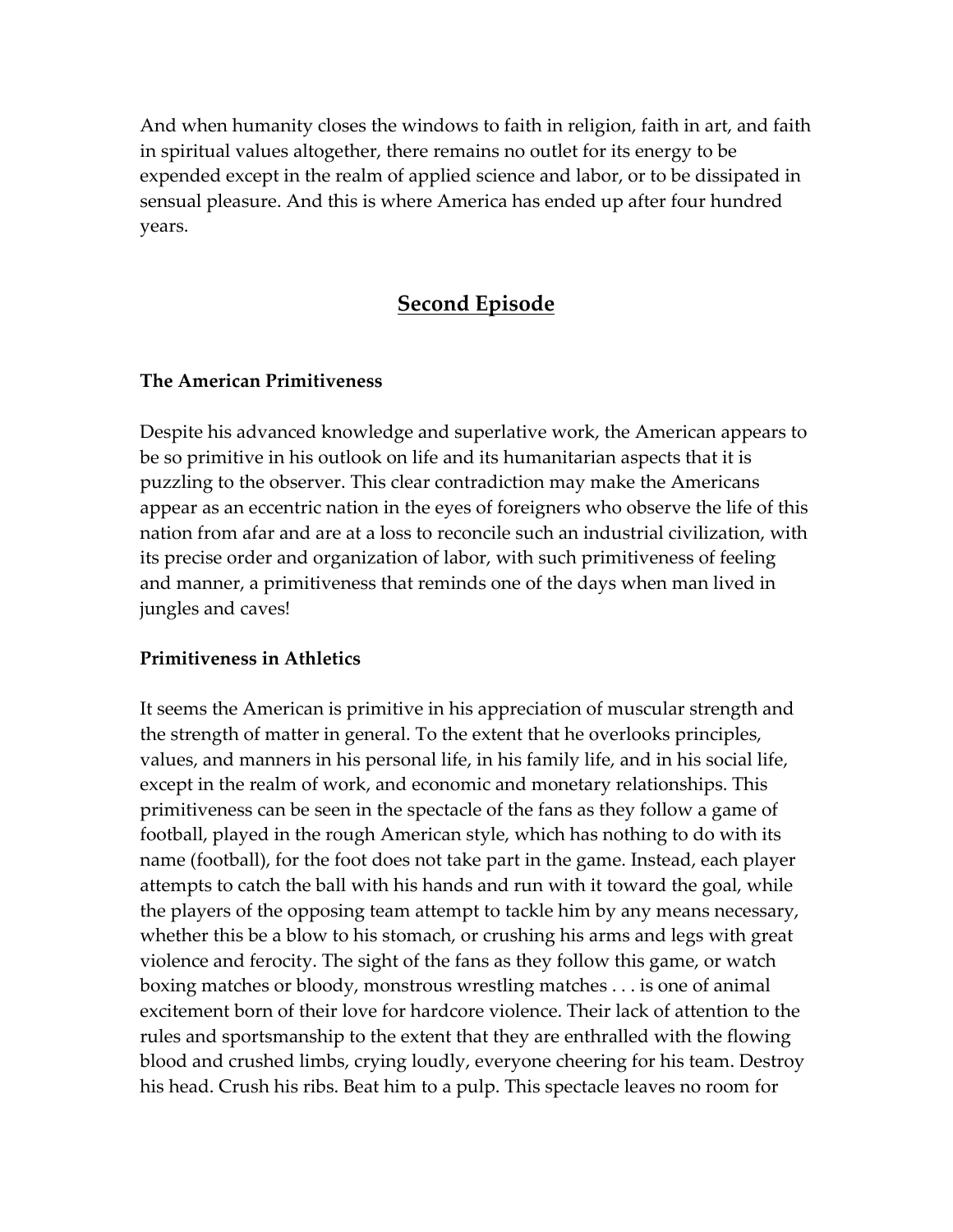And when humanity closes the windows to faith in religion, faith in art, and faith in spiritual values altogether, there remains no outlet for its energy to be expended except in the realm of applied science and labor, or to be dissipated in sensual pleasure. And this is where America has ended up after four hundred years.

## Second Episode

### The American Primitiveness

Despite his advanced knowledge and superlative work, the American appears to be so primitive in his outlook on life and its humanitarian aspects that it is puzzling to the observer. This clear contradiction may make the Americans appear as an eccentric nation in the eyes of foreigners who observe the life of this nation from afar and are at a loss to reconcile such an industrial civilization, with its precise order and organization of labor, with such primitiveness of feeling and manner, a primitiveness that reminds one of the days when man lived in jungles and caves!

### Primitiveness in Athletics

It seems the American is primitive in his appreciation of muscular strength and the strength of matter in general. To the extent that he overlooks principles, values, and manners in his personal life, in his family life, and in his social life, except in the realm of work, and economic and monetary relationships. This primitiveness can be seen in the spectacle of the fans as they follow a game of football, played in the rough American style, which has nothing to do with its name (football), for the foot does not take part in the game. Instead, each player attempts to catch the ball with his hands and run with it toward the goal, while the players of the opposing team attempt to tackle him by any means necessary, whether this be a blow to his stomach, or crushing his arms and legs with great violence and ferocity. The sight of the fans as they follow this game, or watch boxing matches or bloody, monstrous wrestling matches . . . is one of animal excitement born of their love for hardcore violence. Their lack of attention to the rules and sportsmanship to the extent that they are enthralled with the flowing blood and crushed limbs, crying loudly, everyone cheering for his team. Destroy his head. Crush his ribs. Beat him to a pulp. This spectacle leaves no room for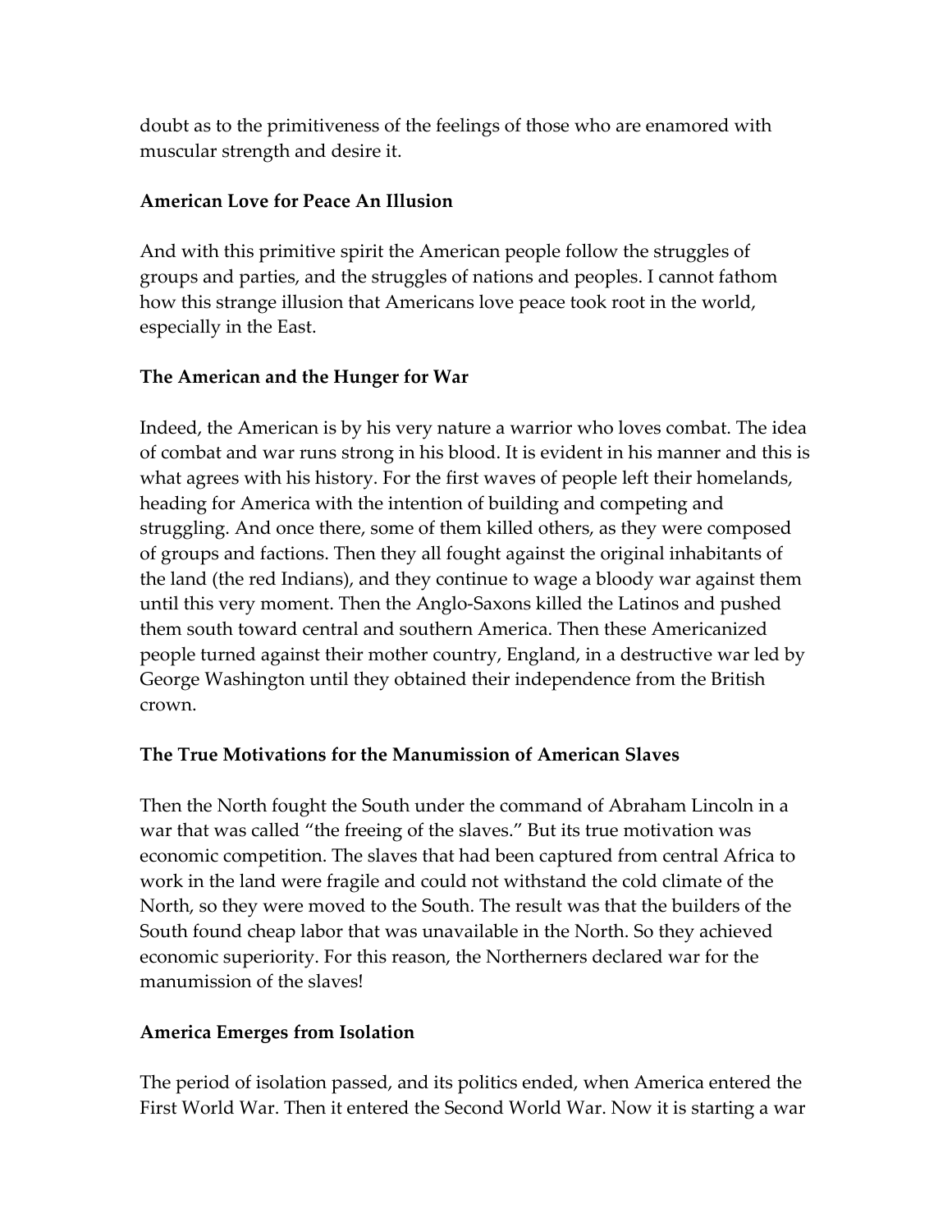doubt as to the primitiveness of the feelings of those who are enamored with muscular strength and desire it.

**American Love for Peace An Illusion**

And with this primitive spirit the American people follow the struggles of groups and parties, and the struggles of nations and peoples. I cannot fathom how this strange illusion that Americans love peace took root in the world, especially in the East.

**The American and the Hunger for War**

Indeed, the American is by his very nature a warrior who loves combat. The idea of combat and war runs strong in his blood. It is evident in his manner and this is what agrees with his history. For the first waves of people left their homelands, heading for America with the intention of building and competing and struggling. And once there, some of them killed others, as they were composed of groups and factions. Then they all fought against the original inhabitants of the land (the red Indians), and they continue to wage a bloody war against them until this very moment. Then the Anglo-Saxons killed the Latinos and pushed them south toward central and southern America. Then these Americanized people turned against their mother country, England, in a destructive war led by George Washington until they obtained their independence from the British crown.

**The True Motivations for the Manumission of American Slaves**

Then the North fought the South under the command of Abraham Lincoln in a war that was called "the freeing of the slaves." But its true motivation was economic competition. The slaves that had been captured from central Africa to work in the land were fragile and could not withstand the cold climate of the North, so they were moved to the South. The result was that the builders of the South found cheap labor that was unavailable in the North. So they achieved economic superiority. For this reason, the Northerners declared war for the manumission of the slaves!

**America Emerges from Isolation**

The period of isolation passed, and its politics ended, when America entered the First World War. Then it entered the Second World War. Now it is starting a war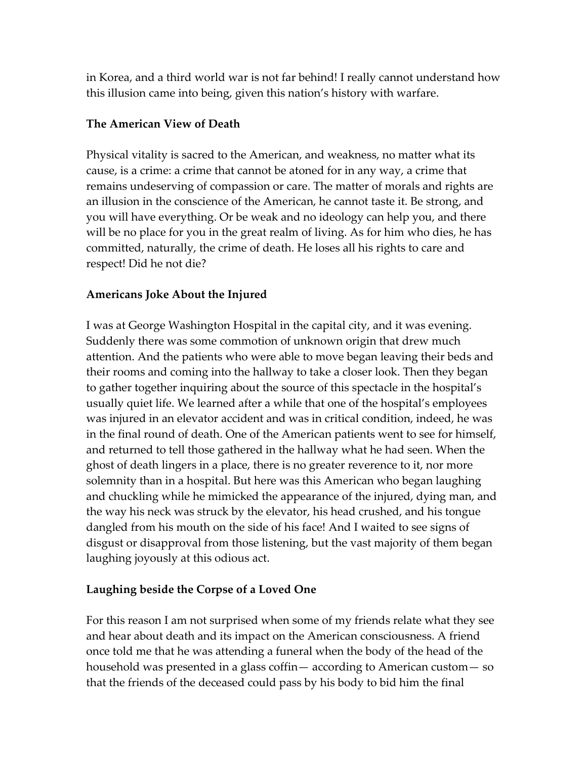in Korea, and a third world war is not far behind! I really cannot understand how this illusion came into being, given this nation's history with warfare.

**The American View of Death**

Physical vitality is sacred to the American, and weakness, no matter what its cause, is a crime: a crime that cannot be atoned for in any way, a crime that remains undeserving of compassion or care. The matter of morals and rights are an illusion in the conscience of the American, he cannot taste it. Be strong, and you will have everything. Or be weak and no ideology can help you, and there will be no place for you in the great realm of living. As for him who dies, he has committed, naturally, the crime of death. He loses all his rights to care and respect! Did he not die?

**Americans Joke About the Injured**

I was at George Washington Hospital in the capital city, and it was evening. Suddenly there was some commotion of unknown origin that drew much attention. And the patients who were able to move began leaving their beds and their rooms and coming into the hallway to take a closer look. Then they began to gather together inquiring about the source of this spectacle in the hospital's usually quiet life. We learned after a while that one of the hospital's employees was injured in an elevator accident and was in critical condition, indeed, he was in the final round of death. One of the American patients went to see for himself, and returned to tell those gathered in the hallway what he had seen. When the ghost of death lingers in a place, there is no greater reverence to it, nor more solemnity than in a hospital. But here was this American who began laughing and chuckling while he mimicked the appearance of the injured, dying man, and the way his neck was struck by the elevator, his head crushed, and his tongue dangled from his mouth on the side of his face! And I waited to see signs of disgust or disapproval from those listening, but the vast majority of them began laughing joyously at this odious act.

**Laughing beside the Corpse of a Loved One**

For this reason I am not surprised when some of my friends relate what they see and hear about death and its impact on the American consciousness. A friend once told me that he was attending a funeral when the body of the head of the household was presented in a glass coffin— according to American custom— so that the friends of the deceased could pass by his body to bid him the final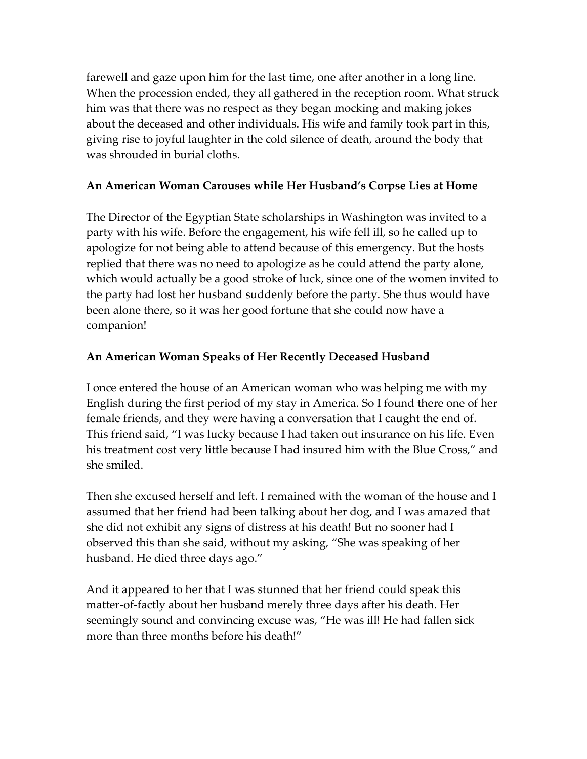farewell and gaze upon him for the last time, one after another in a long line. When the procession ended, they all gathered in the reception room. What struck him was that there was no respect as they began mocking and making jokes about the deceased and other individuals. His wife and family took part in this, giving rise to joyful laughter in the cold silence of death, around the body that was shrouded in burial cloths.

### An American Woman Carouses while Her Husband's Corpse Lies at Home

The Director of the Egyptian State scholarships in Washington was invited to a party with his wife. Before the engagement, his wife fell ill, so he called up to apologize for not being able to attend because of this emergency. But the hosts replied that there was no need to apologize as he could attend the party alone, which would actually be a good stroke of luck, since one of the women invited to the party had lost her husband suddenly before the party. She thus would have been alone there, so it was her good fortune that she could now have a companion!

### An American Woman Speaks of Her Recently Deceased Husband

I once entered the house of an American woman who was helping me with my English during the first period of my stay in America. So I found there one of her female friends, and they were having a conversation that I caught the end of. This friend said, "I was lucky because I had taken out insurance on his life. Even his treatment cost very little because I had insured him with the Blue Cross," and she smiled.

Then she excused herself and left. I remained with the woman of the house and I assumed that her friend had been talking about her dog, and I was amazed that she did not exhibit any signs of distress at his death! But no sooner had I observed this than she said, without my asking, "She was speaking of her husband. He died three days ago."

And it appeared to her that I was stunned that her friend could speak this matter-of-factly about her husband merely three days after his death. Her seemingly sound and convincing excuse was, "He was ill! He had fallen sick more than three months before his death!"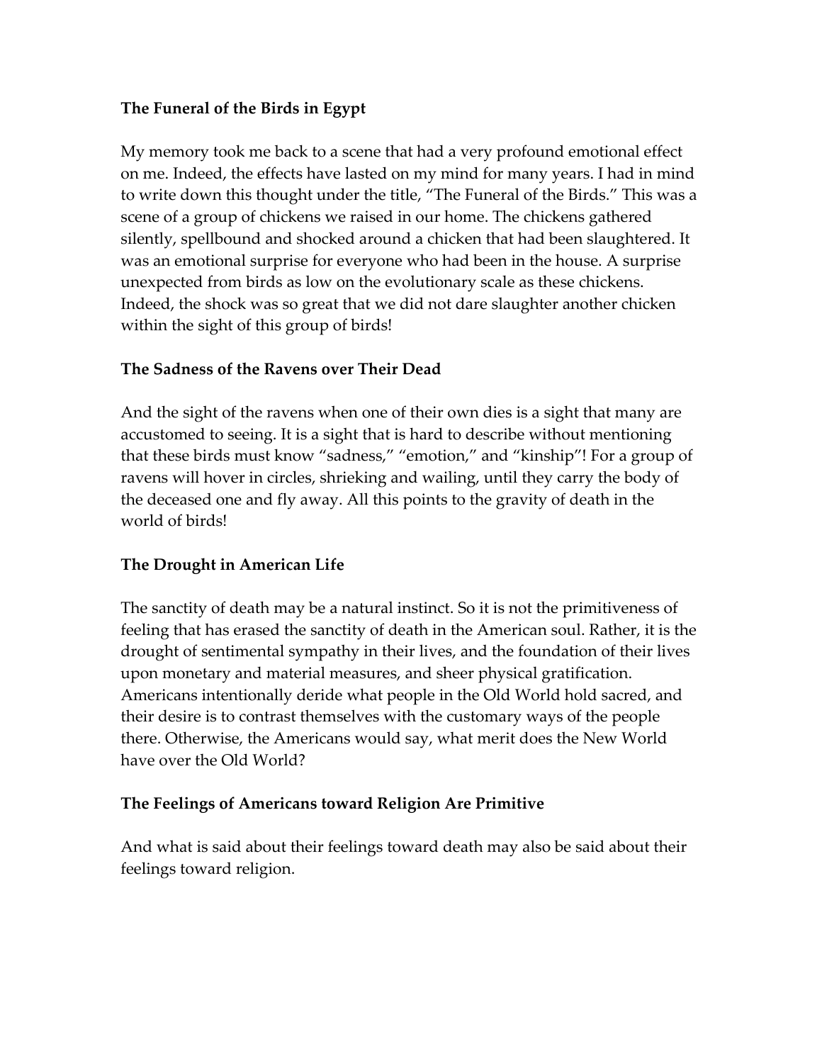**The Funeral of the Birds in Egypt**

My memory took me back to a scene that had a very profound emotional effect on me. Indeed, the effects have lasted on my mind for many years. I had in mind to write down this thought under the title, "The Funeral of the Birds." This was a scene of a group of chickens we raised in our home. The chickens gathered silently, spellbound and shocked around a chicken that had been slaughtered. It was an emotional surprise for everyone who had been in the house. A surprise unexpected from birds as low on the evolutionary scale as these chickens. Indeed, the shock was so great that we did not dare slaughter another chicken within the sight of this group of birds!

**The Sadness of the Ravens over Their Dead**

And the sight of the ravens when one of their own dies is a sight that many are accustomed to seeing. It is a sight that is hard to describe without mentioning that these birds must know "sadness," "emotion," and "kinship"! For a group of ravens will hover in circles, shrieking and wailing, until they carry the body of the deceased one and fly away. All this points to the gravity of death in the world of birds!

**The Drought in American Life**

The sanctity of death may be a natural instinct. So it is not the primitiveness of feeling that has erased the sanctity of death in the American soul. Rather, it is the drought of sentimental sympathy in their lives, and the foundation of their lives upon monetary and material measures, and sheer physical gratification. Americans intentionally deride what people in the Old World hold sacred, and their desire is to contrast themselves with the customary ways of the people there. Otherwise, the Americans would say, what merit does the New World have over the Old World?

**The Feelings of Americans toward Religion Are Primitive**

And what is said about their feelings toward death may also be said about their feelings toward religion.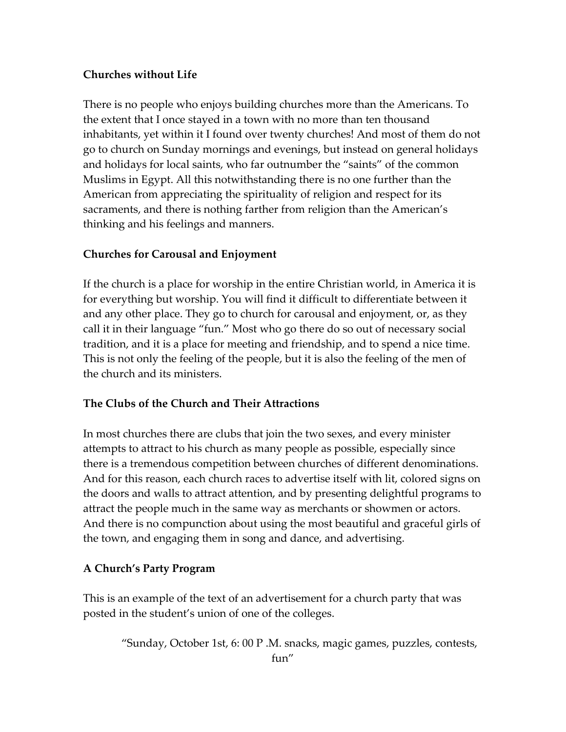**Churches without Life**

There is no people who enjoys building churches more than the Americans. To the extent that I once stayed in a town with no more than ten thousand inhabitants, yet within it I found over twenty churches! And most of them do not go to church on Sunday mornings and evenings, but instead on general holidays and holidays for local saints, who far outnumber the "saints" of the common Muslims in Egypt. All this notwithstanding there is no one further than the American from appreciating the spirituality of religion and respect for its sacraments, and there is nothing farther from religion than the American's thinking and his feelings and manners.

**Churches for Carousal and Enjoyment**

If the church is a place for worship in the entire Christian world, in America it is for everything but worship. You will find it difficult to differentiate between it and any other place. They go to church for carousal and enjoyment, or, as they call it in their language "fun." Most who go there do so out of necessary social tradition, and it is a place for meeting and friendship, and to spend a nice time. This is not only the feeling of the people, but it is also the feeling of the men of the church and its ministers.

**The Clubs of the Church and Their Attractions**

In most churches there are clubs that join the two sexes, and every minister attempts to attract to his church as many people as possible, especially since there is a tremendous competition between churches of different denominations. And for this reason, each church races to advertise itself with lit, colored signs on the doors and walls to attract attention, and by presenting delightful programs to attract the people much in the same way as merchants or showmen or actors. And there is no compunction about using the most beautiful and graceful girls of the town, and engaging them in song and dance, and advertising.

**A Church's Party Program**

This is an example of the text of an advertisement for a church party that was posted in the student's union of one of the colleges.

> "Sunday, October 1st, 6: 00 P .M. snacks, magic games, puzzles, contests, fun"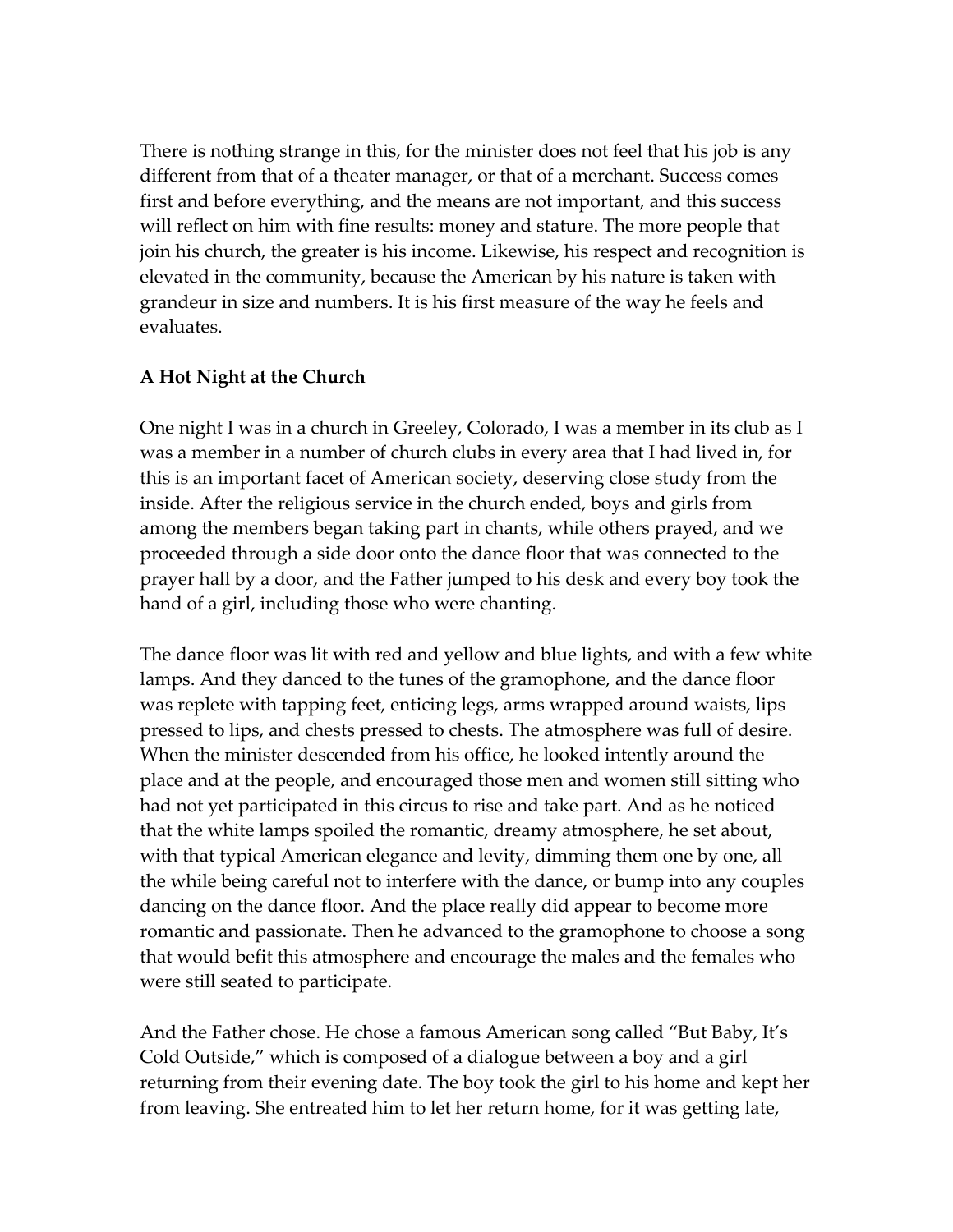There is nothing strange in this, for the minister does not feel that his job is any different from that of a theater manager, or that of a merchant. Success comes first and before everything, and the means are not important, and this success will reflect on him with fine results: money and stature. The more people that join his church, the greater is his income. Likewise, his respect and recognition is elevated in the community, because the American by his nature is taken with grandeur in size and numbers. It is his first measure of the way he feels and evaluates.

**A Hot Night at the Church**

One night I was in a church in Greeley, Colorado, I was a member in its club as I was a member in a number of church clubs in every area that I had lived in, for this is an important facet of American society, deserving close study from the inside. After the religious service in the church ended, boys and girls from among the members began taking part in chants, while others prayed, and we proceeded through a side door onto the dance floor that was connected to the prayer hall by a door, and the Father jumped to his desk and every boy took the hand of a girl, including those who were chanting.

The dance floor was lit with red and yellow and blue lights, and with a few white lamps. And they danced to the tunes of the gramophone, and the dance floor was replete with tapping feet, enticing legs, arms wrapped around waists, lips pressed to lips, and chests pressed to chests. The atmosphere was full of desire. When the minister descended from his office, he looked intently around the place and at the people, and encouraged those men and women still sitting who had not yet participated in this circus to rise and take part. And as he noticed that the white lamps spoiled the romantic, dreamy atmosphere, he set about, with that typical American elegance and levity, dimming them one by one, all the while being careful not to interfere with the dance, or bump into any couples dancing on the dance floor. And the place really did appear to become more romantic and passionate. Then he advanced to the gramophone to choose a song that would befit this atmosphere and encourage the males and the females who were still seated to participate.

And the Father chose. He chose a famous American song called "But Baby, It's Cold Outside," which is composed of a dialogue between a boy and a girl returning from their evening date. The boy took the girl to his home and kept her from leaving. She entreated him to let her return home, for it was getting late,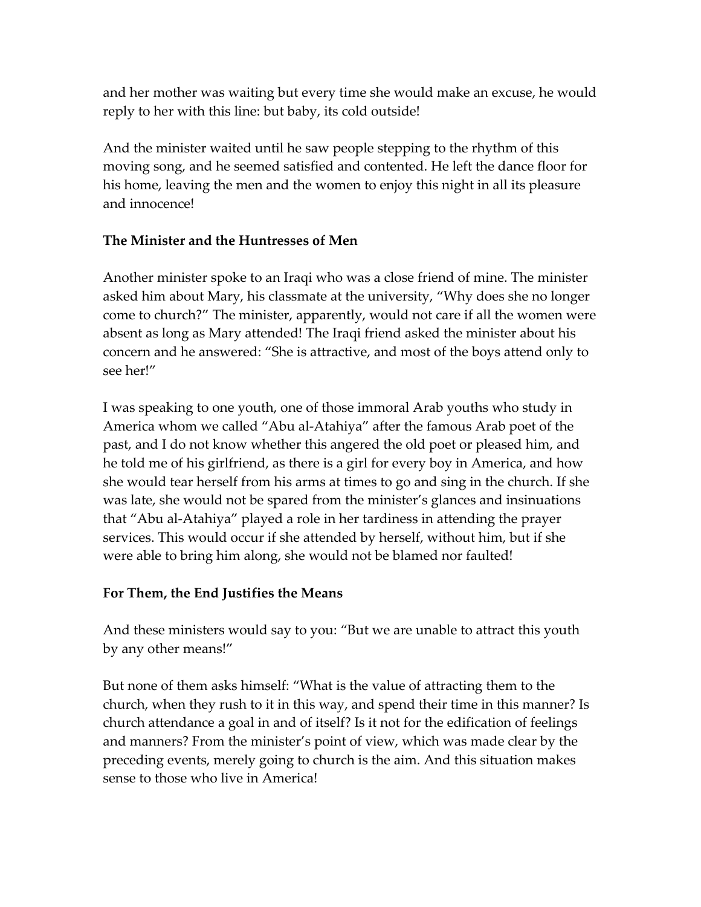and her mother was waiting but every time she would make an excuse, he would reply to her with this line: but baby, its cold outside!

And the minister waited until he saw people stepping to the rhythm of this moving song, and he seemed satisfied and contented. He left the dance floor for his home, leaving the men and the women to enjoy this night in all its pleasure and innocence!

**The Minister and the Huntresses of Men**

Another minister spoke to an Iraqi who was a close friend of mine. The minister asked him about Mary, his classmate at the university, "Why does she no longer come to church?" The minister, apparently, would not care if all the women were absent as long as Mary attended! The Iraqi friend asked the minister about his concern and he answered: "She is attractive, and most of the boys attend only to see her!"

I was speaking to one youth, one of those immoral Arab youths who study in America whom we called "Abu al-Atahiya" after the famous Arab poet of the past, and I do not know whether this angered the old poet or pleased him, and he told me of his girlfriend, as there is a girl for every boy in America, and how she would tear herself from his arms at times to go and sing in the church. If she was late, she would not be spared from the minister's glances and insinuations that "Abu al-Atahiya" played a role in her tardiness in attending the prayer services. This would occur if she attended by herself, without him, but if she were able to bring him along, she would not be blamed nor faulted!

**For Them, the End Justifies the Means**

And these ministers would say to you: "But we are unable to attract this youth by any other means!"

But none of them asks himself: "What is the value of attracting them to the church, when they rush to it in this way, and spend their time in this manner? Is church attendance a goal in and of itself? Is it not for the edification of feelings and manners? From the minister's point of view, which was made clear by the preceding events, merely going to church is the aim. And this situation makes sense to those who live in America!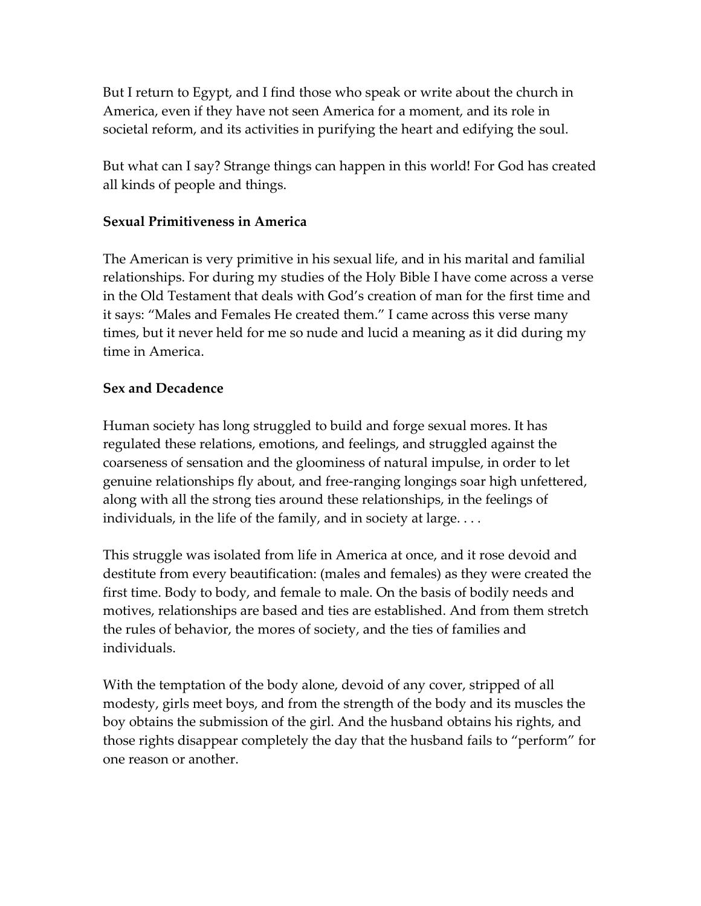But I return to Egypt, and I find those who speak or write about the church in America, even if they have not seen America for a moment, and its role in societal reform, and its activities in purifying the heart and edifying the soul.

But what can I say? Strange things can happen in this world! For God has created all kinds of people and things.

**Sexual Primitiveness in America**

The American is very primitive in his sexual life, and in his marital and familial relationships. For during my studies of the Holy Bible I have come across a verse in the Old Testament that deals with God's creation of man for the first time and it says: "Males and Females He created them." I came across this verse many times, but it never held for me so nude and lucid a meaning as it did during my time in America.

**Sex and Decadence**

Human society has long struggled to build and forge sexual mores. It has regulated these relations, emotions, and feelings, and struggled against the coarseness of sensation and the gloominess of natural impulse, in order to let genuine relationships fly about, and free-ranging longings soar high unfettered, along with all the strong ties around these relationships, in the feelings of individuals, in the life of the family, and in society at large. . . .

This struggle was isolated from life in America at once, and it rose devoid and destitute from every beautification: (males and females) as they were created the first time. Body to body, and female to male. On the basis of bodily needs and motives, relationships are based and ties are established. And from them stretch the rules of behavior, the mores of society, and the ties of families and individuals.

With the temptation of the body alone, devoid of any cover, stripped of all modesty, girls meet boys, and from the strength of the body and its muscles the boy obtains the submission of the girl. And the husband obtains his rights, and those rights disappear completely the day that the husband fails to "perform" for one reason or another.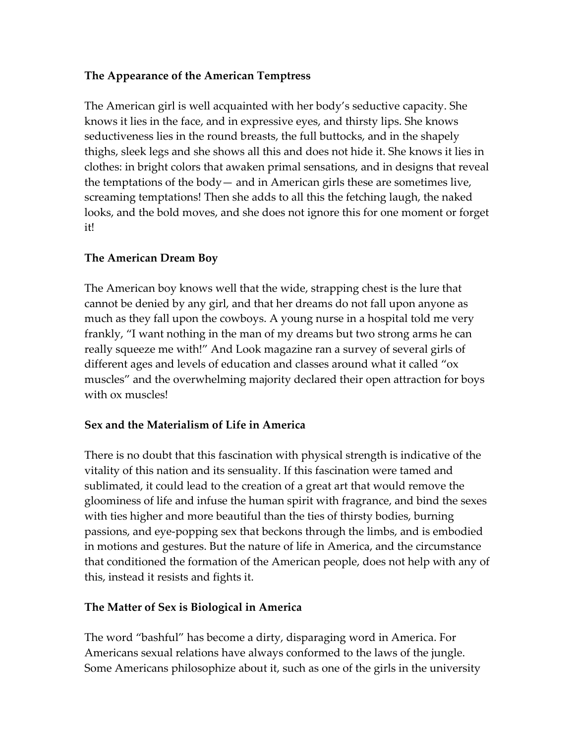**The Appearance of the American Temptress**

The American girl is well acquainted with her body's seductive capacity. She knows it lies in the face, and in expressive eyes, and thirsty lips. She knows seductiveness lies in the round breasts, the full buttocks, and in the shapely thighs, sleek legs and she shows all this and does not hide it. She knows it lies in clothes: in bright colors that awaken primal sensations, and in designs that reveal the temptations of the body— and in American girls these are sometimes live, screaming temptations! Then she adds to all this the fetching laugh, the naked looks, and the bold moves, and she does not ignore this for one moment or forget it!

**The American Dream Boy**

The American boy knows well that the wide, strapping chest is the lure that cannot be denied by any girl, and that her dreams do not fall upon anyone as much as they fall upon the cowboys. A young nurse in a hospital told me very frankly, "I want nothing in the man of my dreams but two strong arms he can really squeeze me with!" And Look magazine ran a survey of several girls of different ages and levels of education and classes around what it called "ox muscles" and the overwhelming majority declared their open attraction for boys with ox muscles!

**Sex and the Materialism of Life in America**

There is no doubt that this fascination with physical strength is indicative of the vitality of this nation and its sensuality. If this fascination were tamed and sublimated, it could lead to the creation of a great art that would remove the gloominess of life and infuse the human spirit with fragrance, and bind the sexes with ties higher and more beautiful than the ties of thirsty bodies, burning passions, and eye-popping sex that beckons through the limbs, and is embodied in motions and gestures. But the nature of life in America, and the circumstance that conditioned the formation of the American people, does not help with any of this, instead it resists and fights it.

**The Matter of Sex is Biological in America**

The word "bashful" has become a dirty, disparaging word in America. For Americans sexual relations have always conformed to the laws of the jungle. Some Americans philosophize about it, such as one of the girls in the university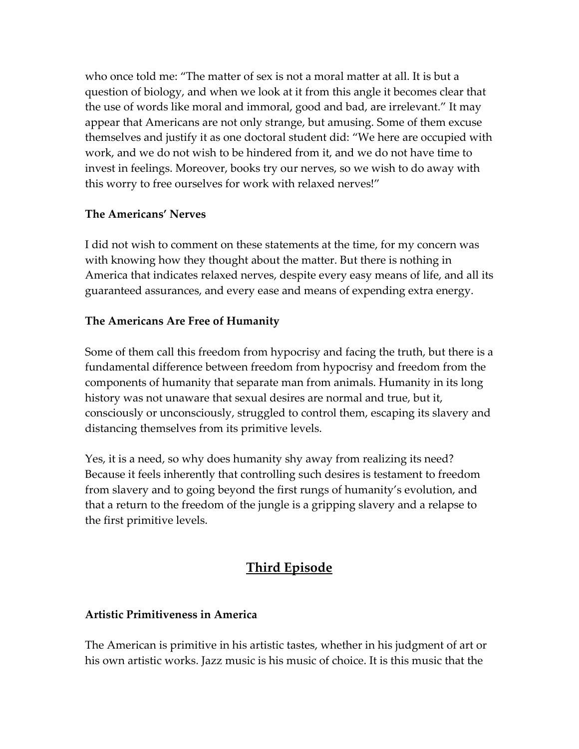who once told me: "The matter of sex is not a moral matter at all. It is but a question of biology, and when we look at it from this angle it becomes clear that the use of words like moral and immoral, good and bad, are irrelevant." It may appear that Americans are not only strange, but amusing. Some of them excuse themselves and justify it as one doctoral student did: "We here are occupied with work, and we do not wish to be hindered from it, and we do not have time to invest in feelings. Moreover, books try our nerves, so we wish to do away with this worry to free ourselves for work with relaxed nerves!"

**The Americans' Nerves**

I did not wish to comment on these statements at the time, for my concern was with knowing how they thought about the matter. But there is nothing in America that indicates relaxed nerves, despite every easy means of life, and all its guaranteed assurances, and every ease and means of expending extra energy.

**The Americans Are Free of Humanity**

Some of them call this freedom from hypocrisy and facing the truth, but there is a fundamental difference between freedom from hypocrisy and freedom from the components of humanity that separate man from animals. Humanity in its long history was not unaware that sexual desires are normal and true, but it, consciously or unconsciously, struggled to control them, escaping its slavery and distancing themselves from its primitive levels.

Yes, it is a need, so why does humanity shy away from realizing its need? Because it feels inherently that controlling such desires is testament to freedom from slavery and to going beyond the first rungs of humanity's evolution, and that a return to the freedom of the jungle is a gripping slavery and a relapse to the first primitive levels.

## <u>Third Episode</u>

**Artistic Primitiveness in America**

The American is primitive in his artistic tastes, whether in his judgment of art or his own artistic works. Jazz music is his music of choice. It is this music that the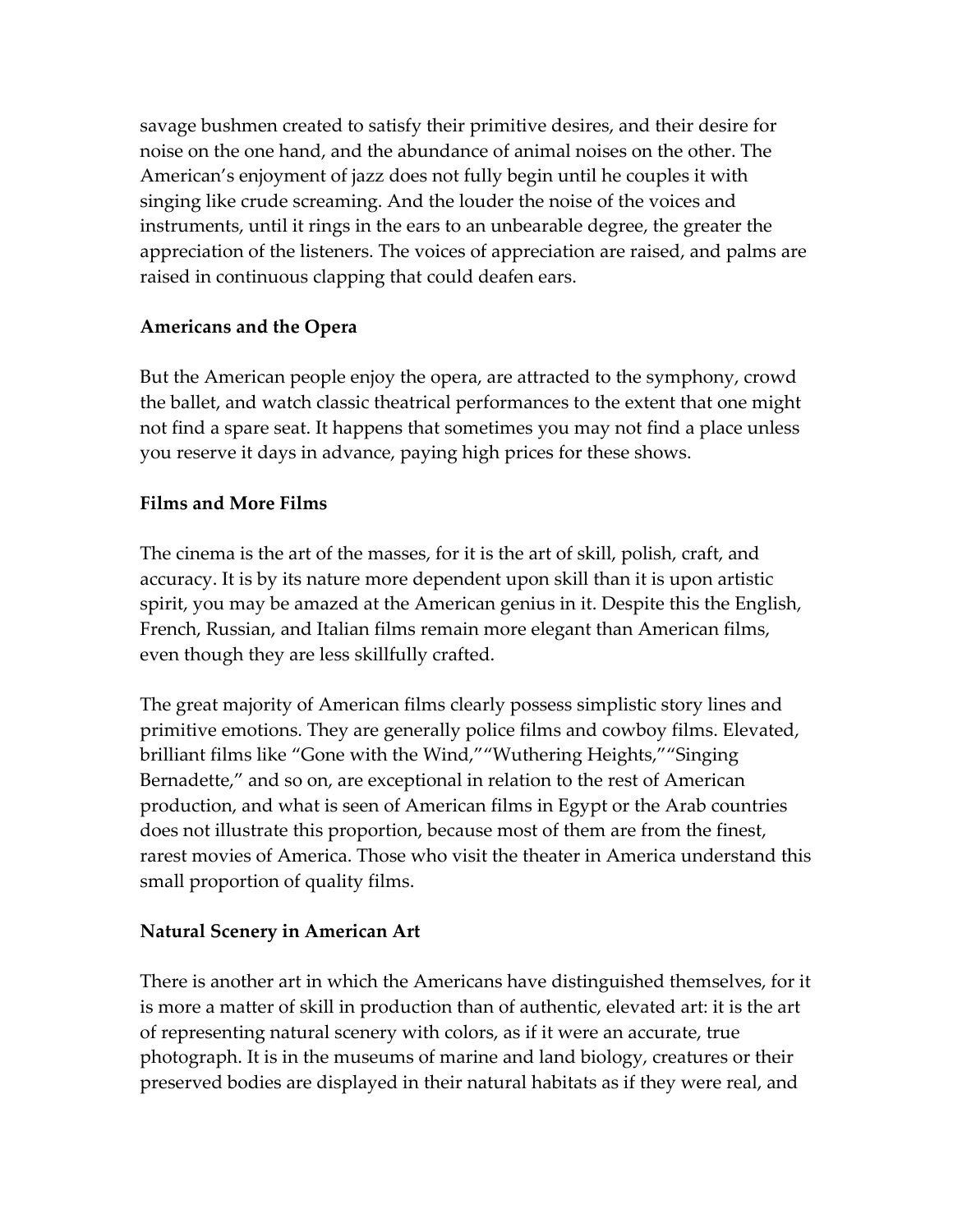savage bushmen created to satisfy their primitive desires, and their desire for noise on the one hand, and the abundance of animal noises on the other. The American's enjoyment of jazz does not fully begin until he couples it with singing like crude screaming. And the louder the noise of the voices and instruments, until it rings in the ears to an unbearable degree, the greater the appreciation of the listeners. The voices of appreciation are raised, and palms are raised in continuous clapping that could deafen ears.

**Americans and the Opera**

But the American people enjoy the opera, are attracted to the symphony, crowd the ballet, and watch classic theatrical performances to the extent that one might not find a spare seat. It happens that sometimes you may not find a place unless you reserve it days in advance, paying high prices for these shows.

**Films and More Films**

The cinema is the art of the masses, for it is the art of skill, polish, craft, and accuracy. It is by its nature more dependent upon skill than it is upon artistic spirit, you may be amazed at the American genius in it. Despite this the English, French, Russian, and Italian films remain more elegant than American films, even though they are less skillfully crafted.

The great majority of American films clearly possess simplistic story lines and primitive emotions. They are generally police films and cowboy films. Elevated, brilliant films like "Gone with the Wind,""Wuthering Heights,""Singing Bernadette," and so on, are exceptional in relation to the rest of American production, and what is seen of American films in Egypt or the Arab countries does not illustrate this proportion, because most of them are from the finest, rarest movies of America. Those who visit the theater in America understand this small proportion of quality films.

**Natural Scenery in American Art**

There is another art in which the Americans have distinguished themselves, for it is more a matter of skill in production than of authentic, elevated art: it is the art of representing natural scenery with colors, as if it were an accurate, true photograph. It is in the museums of marine and land biology, creatures or their preserved bodies are displayed in their natural habitats as if they were real, and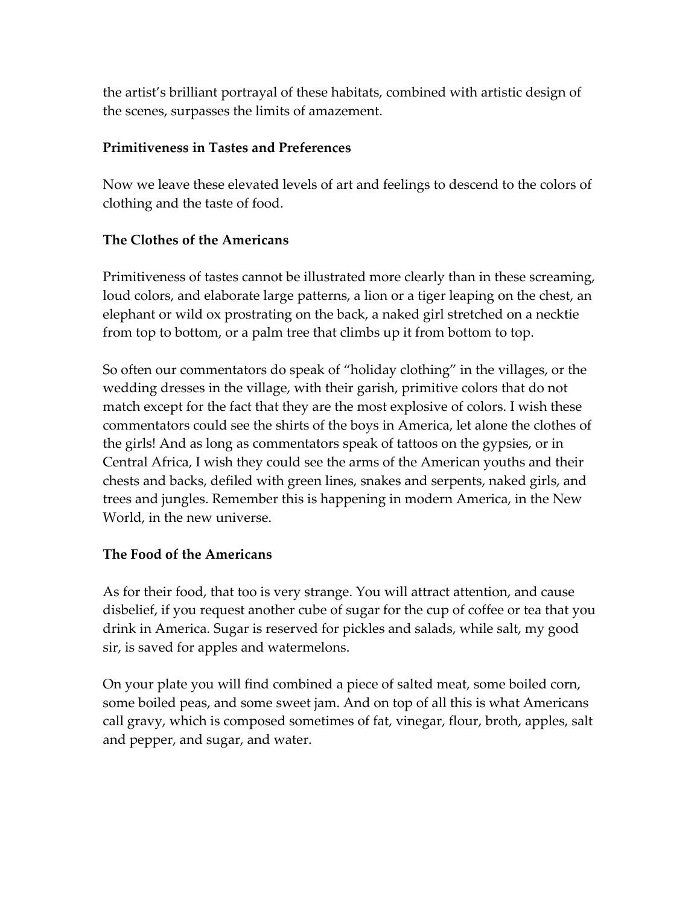the artist's brilliant portrayal of these habitats, combined with artistic design of the scenes, surpasses the limits of amazement.

**Primitiveness in Tastes and Preferences**

Now we leave these elevated levels of art and feelings to descend to the colors of clothing and the taste of food.

**The Clothes of the Americans**

Primitiveness of tastes cannot be illustrated more clearly than in these screaming, loud colors, and elaborate large patterns, a lion or a tiger leaping on the chest, an elephant or wild ox prostrating on the back, a naked girl stretched on a necktie from top to bottom, or a palm tree that climbs up it from bottom to top.

So often our commentators do speak of "holiday clothing" in the villages, or the wedding dresses in the village, with their garish, primitive colors that do not match except for the fact that they are the most explosive of colors. I wish these commentators could see the shirts of the boys in America, let alone the clothes of the girls! And as long as commentators speak of tattoos on the gypsies, or in Central Africa, I wish they could see the arms of the American youths and their chests and backs, defiled with green lines, snakes and serpents, naked girls, and trees and jungles. Remember this is happening in modern America, in the New World, in the new universe.

**The Food of the Americans**

As for their food, that too is very strange. You will attract attention, and cause disbelief, if you request another cube of sugar for the cup of coffee or tea that you drink in America. Sugar is reserved for pickles and salads, while salt, my good sir, is saved for apples and watermelons.

On your plate you will find combined a piece of salted meat, some boiled corn, some boiled peas, and some sweet jam. And on top of all this is what Americans call gravy, which is composed sometimes of fat, vinegar, flour, broth, apples, salt and pepper, and sugar, and water.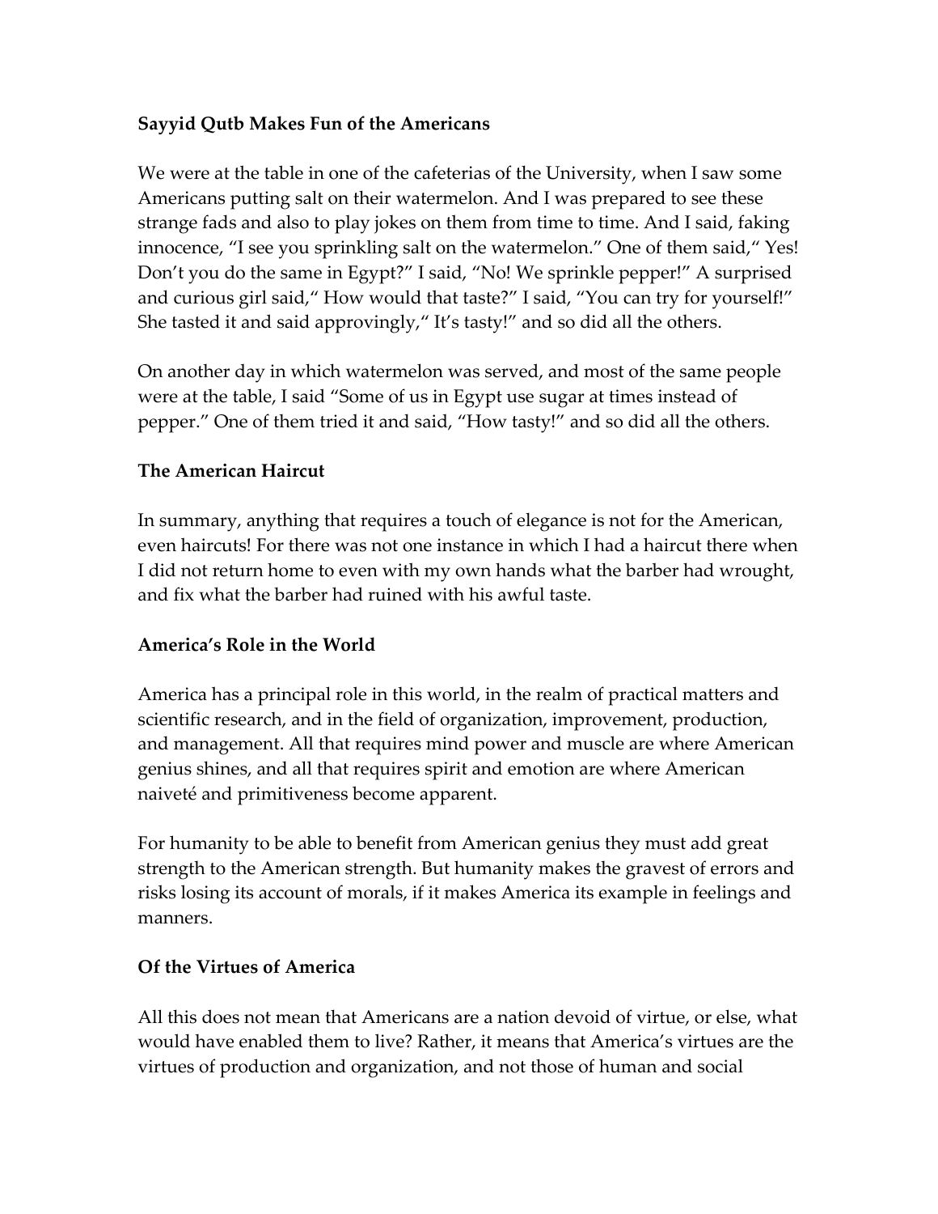**Sayyid Qutb Makes Fun of the Americans**

We were at the table in one of the cafeterias of the University, when I saw some Americans putting salt on their watermelon. And I was prepared to see these strange fads and also to play jokes on them from time to time. And I said, faking innocence, "I see you sprinkling salt on the watermelon." One of them said," Yes! Don't you do the same in Egypt?" I said, "No! We sprinkle pepper!" A surprised and curious girl said," How would that taste?" I said, "You can try for yourself!" She tasted it and said approvingly," It's tasty!" and so did all the others.

On another day in which watermelon was served, and most of the same people were at the table, I said "Some of us in Egypt use sugar at times instead of pepper." One of them tried it and said, "How tasty!" and so did all the others.

**The American Haircut**

In summary, anything that requires a touch of elegance is not for the American, even haircuts! For there was not one instance in which I had a haircut there when I did not return home to even with my own hands what the barber had wrought, and fix what the barber had ruined with his awful taste.

**America's Role in the World**

America has a principal role in this world, in the realm of practical matters and scientific research, and in the field of organization, improvement, production, and management. All that requires mind power and muscle are where American genius shines, and all that requires spirit and emotion are where American naiveté and primitiveness become apparent.

For humanity to be able to benefit from American genius they must add great strength to the American strength. But humanity makes the gravest of errors and risks losing its account of morals, if it makes America its example in feelings and manners.

**Of the Virtues of America**

All this does not mean that Americans are a nation devoid of virtue, or else, what would have enabled them to live? Rather, it means that America's virtues are the virtues of production and organization, and not those of human and social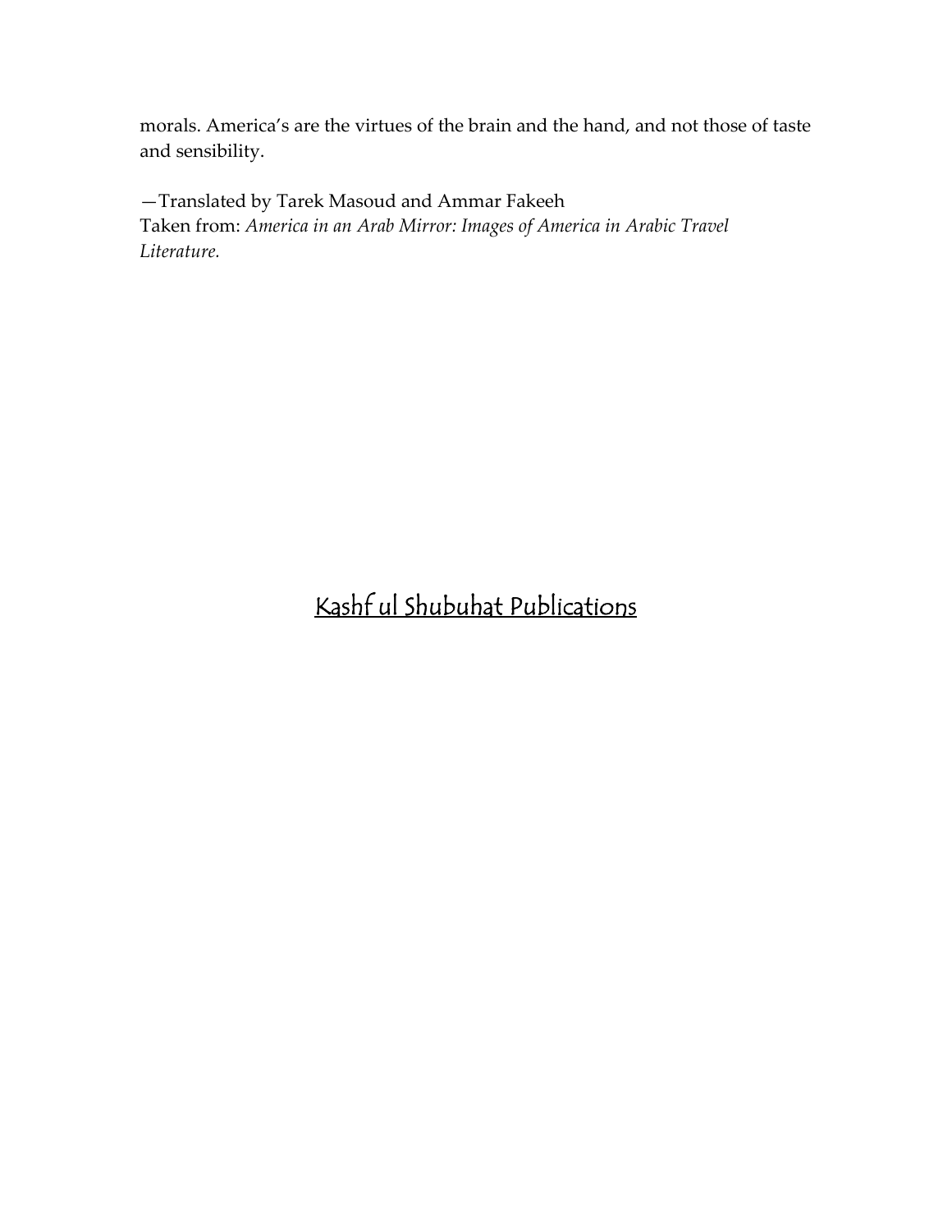morals. America's are the virtues of the brain and the hand, and not those of taste and sensibility.

—Translated by Tarek Masoud and Ammar Fakeeh
Taken from: *America in an Arab Mirror: Images of America in Arabic Travel Literature.*

<u>Kashf ul Shubuhat Publications</u>